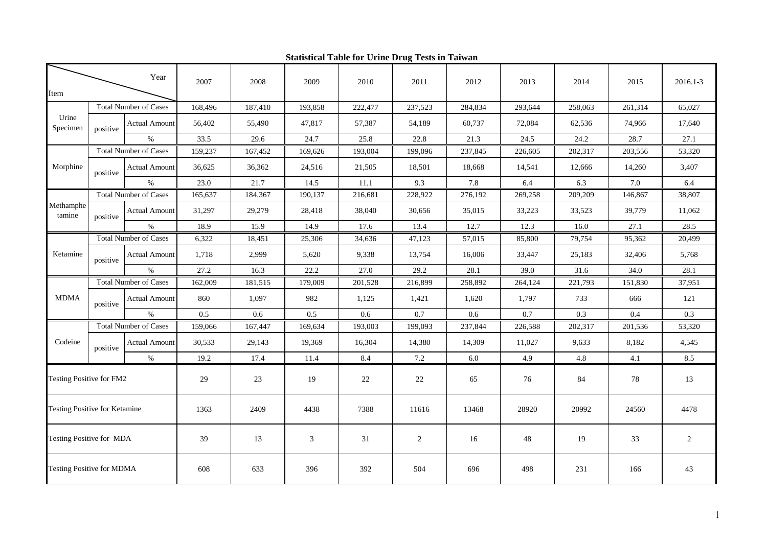**Statistical Table for Urine Drug Tests in Taiwan**

| Item | | Year | 2007 | 2008 | 2009 | 2010 | 2011 | 2012 | 2013 | 2014 | 2015 | 2016.1-3 |
|---|---|---|---|---|---|---|---|---|---|---|---|---|
| Urine Specimen | Total Number of Cases | | 168,496 | 187,410 | 193,858 | 222,477 | 237,523 | 284,834 | 293,644 | 258,063 | 261,314 | 65,027 |
| | positive | Actual Amount | 56,402 | 55,490 | 47,817 | 57,387 | 54,189 | 60,737 | 72,084 | 62,536 | 74,966 | 17,640 |
| | | % | 33.5 | 29.6 | 24.7 | 25.8 | 22.8 | 21.3 | 24.5 | 24.2 | 28.7 | 27.1 |
| Morphine | Total Number of Cases | | 159,237 | 167,452 | 169,626 | 193,004 | 199,096 | 237,845 | 226,605 | 202,317 | 203,556 | 53,320 |
| | positive | Actual Amount | 36,625 | 36,362 | 24,516 | 21,505 | 18,501 | 18,668 | 14,541 | 12,666 | 14,260 | 3,407 |
| | | % | 23.0 | 21.7 | 14.5 | 11.1 | 9.3 | 7.8 | 6.4 | 6.3 | 7.0 | 6.4 |
| Methamphetamine | Total Number of Cases | | 165,637 | 184,367 | 190,137 | 216,681 | 228,922 | 276,192 | 269,258 | 209,209 | 146,867 | 38,807 |
| | positive | Actual Amount | 31,297 | 29,279 | 28,418 | 38,040 | 30,656 | 35,015 | 33,223 | 33,523 | 39,779 | 11,062 |
| | | % | 18.9 | 15.9 | 14.9 | 17.6 | 13.4 | 12.7 | 12.3 | 16.0 | 27.1 | 28.5 |
| Ketamine | Total Number of Cases | | 6,322 | 18,451 | 25,306 | 34,636 | 47,123 | 57,015 | 85,800 | 79,754 | 95,362 | 20,499 |
| | positive | Actual Amount | 1,718 | 2,999 | 5,620 | 9,338 | 13,754 | 16,006 | 33,447 | 25,183 | 32,406 | 5,768 |
| | | % | 27.2 | 16.3 | 22.2 | 27.0 | 29.2 | 28.1 | 39.0 | 31.6 | 34.0 | 28.1 |
| MDMA | Total Number of Cases | | 162,009 | 181,515 | 179,009 | 201,528 | 216,899 | 258,892 | 264,124 | 221,793 | 151,830 | 37,951 |
| | positive | Actual Amount | 860 | 1,097 | 982 | 1,125 | 1,421 | 1,620 | 1,797 | 733 | 666 | 121 |
| | | % | 0.5 | 0.6 | 0.5 | 0.6 | 0.7 | 0.6 | 0.7 | 0.3 | 0.4 | 0.3 |
| Codeine | Total Number of Cases | | 159,066 | 167,447 | 169,634 | 193,003 | 199,093 | 237,844 | 226,588 | 202,317 | 201,536 | 53,320 |
| | positive | Actual Amount | 30,533 | 29,143 | 19,369 | 16,304 | 14,380 | 14,309 | 11,027 | 9,633 | 8,182 | 4,545 |
| | | % | 19.2 | 17.4 | 11.4 | 8.4 | 7.2 | 6.0 | 4.9 | 4.8 | 4.1 | 8.5 |
| Testing Positive for FM2 | | | 29 | 23 | 19 | 22 | 22 | 65 | 76 | 84 | 78 | 13 |
| Testing Positive for Ketamine | | | 1363 | 2409 | 4438 | 7388 | 11616 | 13468 | 28920 | 20992 | 24560 | 4478 |
| Testing Positive for MDA | | | 39 | 13 | 3 | 31 | 2 | 16 | 48 | 19 | 33 | 2 |
| Testing Positive for MDMA | | | 608 | 633 | 396 | 392 | 504 | 696 | 498 | 231 | 166 | 43 |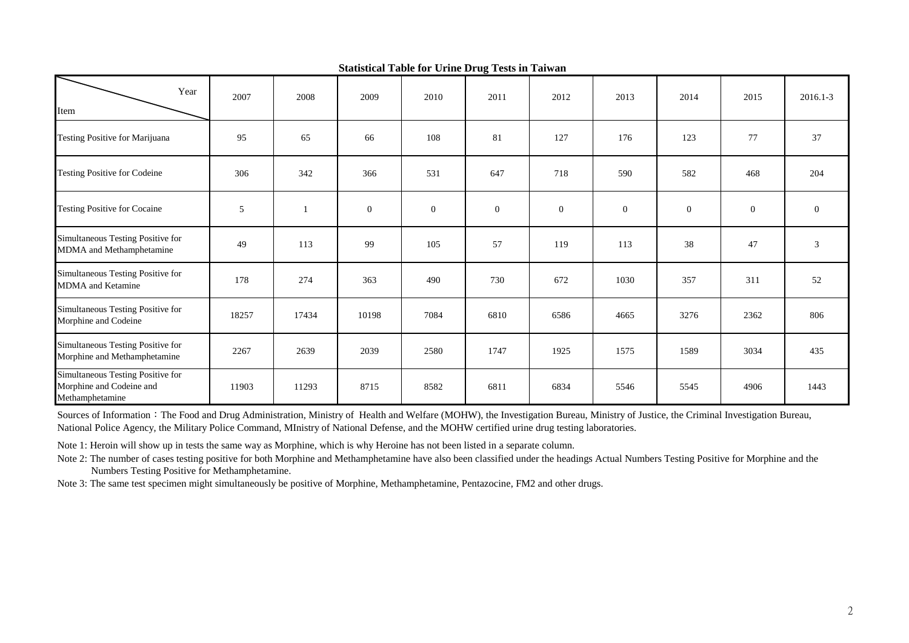**Statistical Table for Urine Drug Tests in Taiwan**

| Item \ Year | 2007 | 2008 | 2009 | 2010 | 2011 | 2012 | 2013 | 2014 | 2015 | 2016.1-3 |
|---|---|---|---|---|---|---|---|---|---|---|
| Testing Positive for Marijuana | 95 | 65 | 66 | 108 | 81 | 127 | 176 | 123 | 77 | 37 |
| Testing Positive for Codeine | 306 | 342 | 366 | 531 | 647 | 718 | 590 | 582 | 468 | 204 |
| Testing Positive for Cocaine | 5 | 1 | 0 | 0 | 0 | 0 | 0 | 0 | 0 | 0 |
| Simultaneous Testing Positive for MDMA and Methamphetamine | 49 | 113 | 99 | 105 | 57 | 119 | 113 | 38 | 47 | 3 |
| Simultaneous Testing Positive for MDMA and Ketamine | 178 | 274 | 363 | 490 | 730 | 672 | 1030 | 357 | 311 | 52 |
| Simultaneous Testing Positive for Morphine and Codeine | 18257 | 17434 | 10198 | 7084 | 6810 | 6586 | 4665 | 3276 | 2362 | 806 |
| Simultaneous Testing Positive for Morphine and Methamphetamine | 2267 | 2639 | 2039 | 2580 | 1747 | 1925 | 1575 | 1589 | 3034 | 435 |
| Simultaneous Testing Positive for Morphine and Codeine and Methamphetamine | 11903 | 11293 | 8715 | 8582 | 6811 | 6834 | 5546 | 5545 | 4906 | 1443 |

Sources of Information：The Food and Drug Administration, Ministry of Health and Welfare (MOHW), the Investigation Bureau, Ministry of Justice, the Criminal Investigation Bureau, National Police Agency, the Military Police Command, MInistry of National Defense, and the MOHW certified urine drug testing laboratories.

Note 1: Heroin will show up in tests the same way as Morphine, which is why Heroine has not been listed in a separate column.

Note 2: The number of cases testing positive for both Morphine and Methamphetamine have also been classified under the headings Actual Numbers Testing Positive for Morphine and the Numbers Testing Positive for Methamphetamine.

Note 3: The same test specimen might simultaneously be positive of Morphine, Methamphetamine, Pentazocine, FM2 and other drugs.